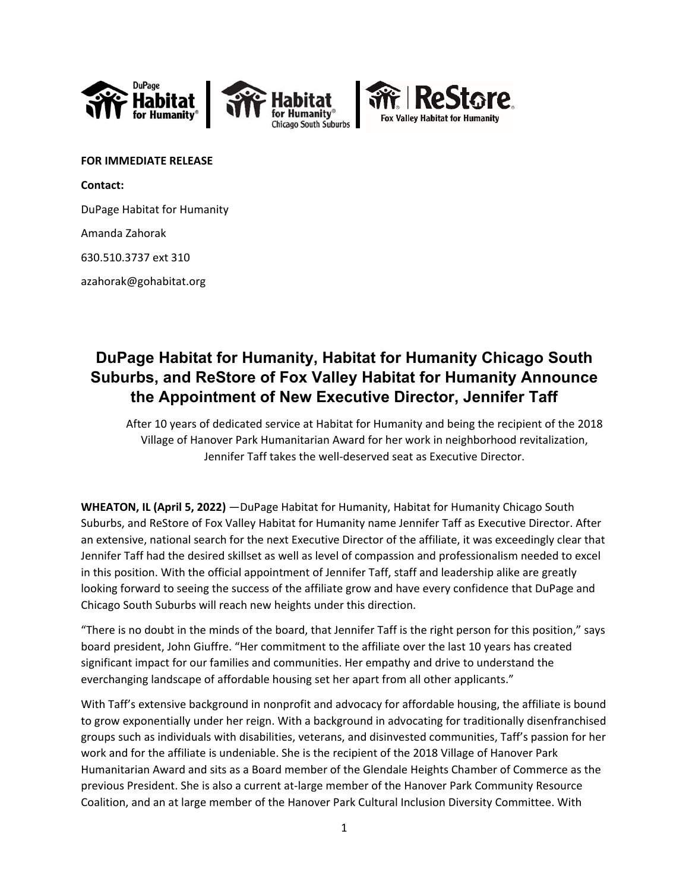**FOR IMMEDIATE RELEASE**

**Contact:**

DuPage Habitat for Humanity

Amanda Zahorak

630.510.3737 ext 310

azahorak@gohabitat.org

# DuPage Habitat for Humanity, Habitat for Humanity Chicago South Suburbs, and ReStore of Fox Valley Habitat for Humanity Announce the Appointment of New Executive Director, Jennifer Taff

After 10 years of dedicated service at Habitat for Humanity and being the recipient of the 2018 Village of Hanover Park Humanitarian Award for her work in neighborhood revitalization, Jennifer Taff takes the well-deserved seat as Executive Director.

**WHEATON, IL (April 5, 2022)** —DuPage Habitat for Humanity, Habitat for Humanity Chicago South Suburbs, and ReStore of Fox Valley Habitat for Humanity name Jennifer Taff as Executive Director. After an extensive, national search for the next Executive Director of the affiliate, it was exceedingly clear that Jennifer Taff had the desired skillset as well as level of compassion and professionalism needed to excel in this position. With the official appointment of Jennifer Taff, staff and leadership alike are greatly looking forward to seeing the success of the affiliate grow and have every confidence that DuPage and Chicago South Suburbs will reach new heights under this direction.

"There is no doubt in the minds of the board, that Jennifer Taff is the right person for this position," says board president, John Giuffre. "Her commitment to the affiliate over the last 10 years has created significant impact for our families and communities. Her empathy and drive to understand the everchanging landscape of affordable housing set her apart from all other applicants."

With Taff's extensive background in nonprofit and advocacy for affordable housing, the affiliate is bound to grow exponentially under her reign. With a background in advocating for traditionally disenfranchised groups such as individuals with disabilities, veterans, and disinvested communities, Taff's passion for her work and for the affiliate is undeniable. She is the recipient of the 2018 Village of Hanover Park Humanitarian Award and sits as a Board member of the Glendale Heights Chamber of Commerce as the previous President. She is also a current at-large member of the Hanover Park Community Resource Coalition, and an at large member of the Hanover Park Cultural Inclusion Diversity Committee. With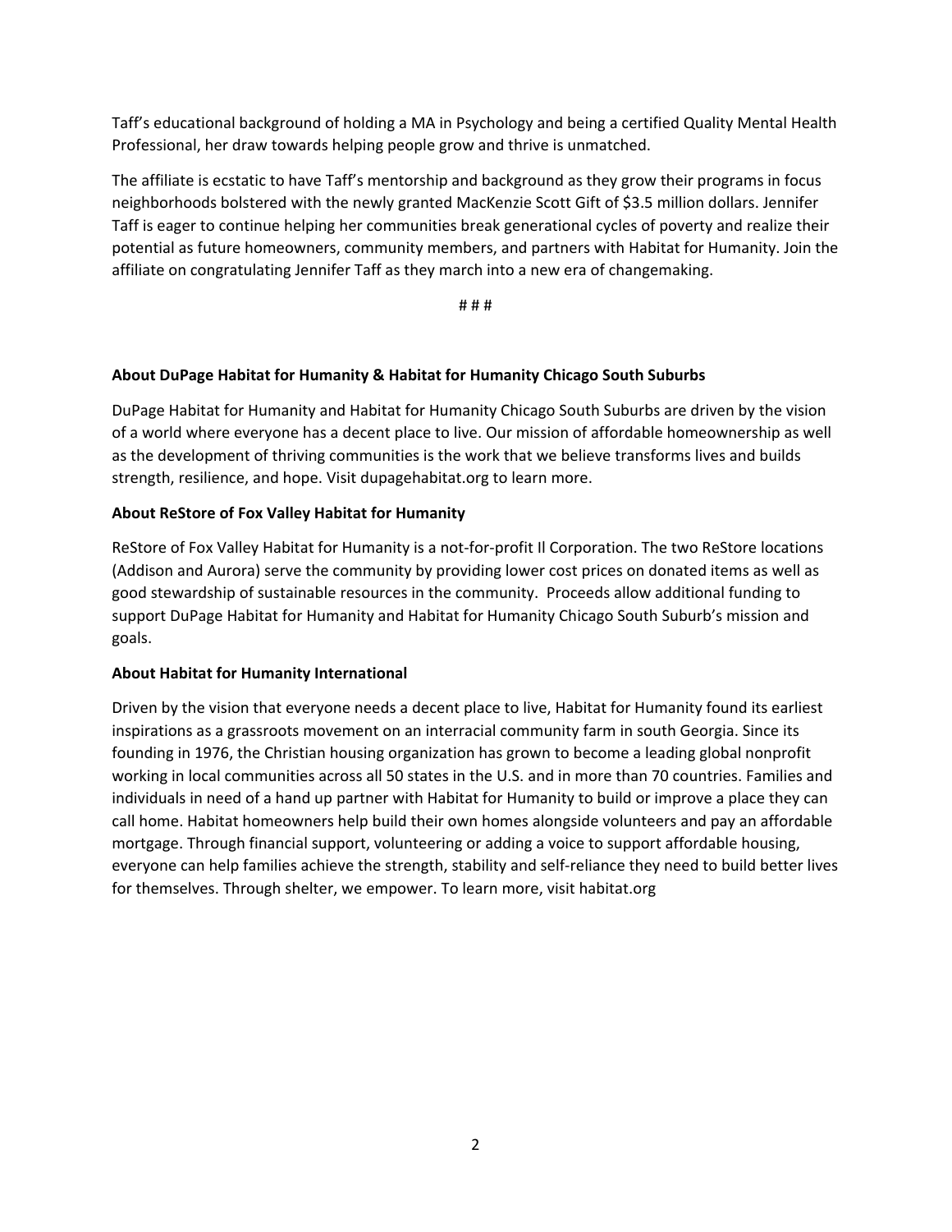Taff's educational background of holding a MA in Psychology and being a certified Quality Mental Health Professional, her draw towards helping people grow and thrive is unmatched.

The affiliate is ecstatic to have Taff's mentorship and background as they grow their programs in focus neighborhoods bolstered with the newly granted MacKenzie Scott Gift of $3.5 million dollars. Jennifer Taff is eager to continue helping her communities break generational cycles of poverty and realize their potential as future homeowners, community members, and partners with Habitat for Humanity. Join the affiliate on congratulating Jennifer Taff as they march into a new era of changemaking.

# # #

**About DuPage Habitat for Humanity & Habitat for Humanity Chicago South Suburbs**

DuPage Habitat for Humanity and Habitat for Humanity Chicago South Suburbs are driven by the vision of a world where everyone has a decent place to live. Our mission of affordable homeownership as well as the development of thriving communities is the work that we believe transforms lives and builds strength, resilience, and hope. Visit dupagehabitat.org to learn more.

**About ReStore of Fox Valley Habitat for Humanity**

ReStore of Fox Valley Habitat for Humanity is a not-for-profit Il Corporation. The two ReStore locations (Addison and Aurora) serve the community by providing lower cost prices on donated items as well as good stewardship of sustainable resources in the community. Proceeds allow additional funding to support DuPage Habitat for Humanity and Habitat for Humanity Chicago South Suburb's mission and goals.

**About Habitat for Humanity International**

Driven by the vision that everyone needs a decent place to live, Habitat for Humanity found its earliest inspirations as a grassroots movement on an interracial community farm in south Georgia. Since its founding in 1976, the Christian housing organization has grown to become a leading global nonprofit working in local communities across all 50 states in the U.S. and in more than 70 countries. Families and individuals in need of a hand up partner with Habitat for Humanity to build or improve a place they can call home. Habitat homeowners help build their own homes alongside volunteers and pay an affordable mortgage. Through financial support, volunteering or adding a voice to support affordable housing, everyone can help families achieve the strength, stability and self-reliance they need to build better lives for themselves. Through shelter, we empower. To learn more, visit habitat.org